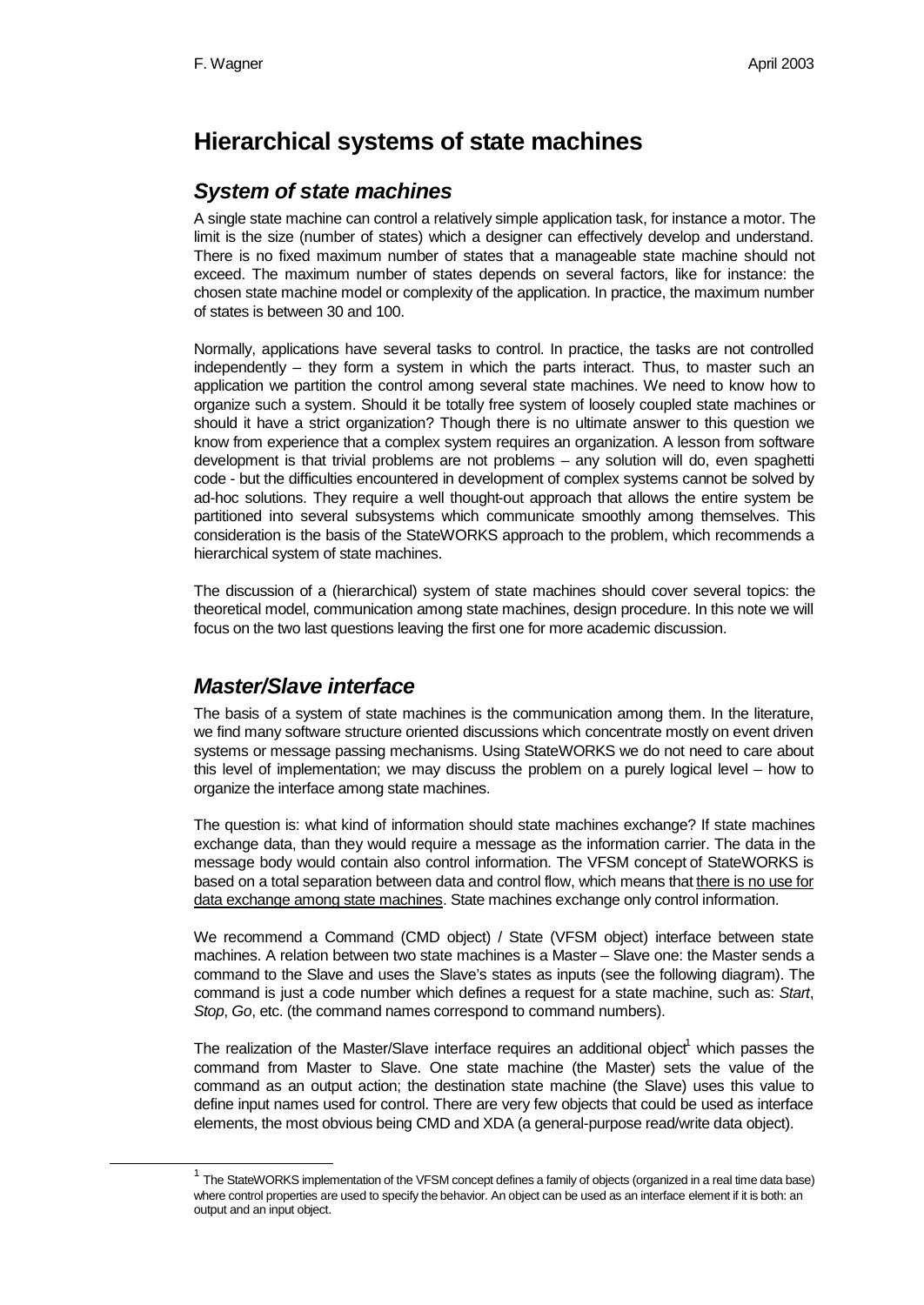# Hierarchical systems of state machines

## *System of state machines*

A single state machine can control a relatively simple application task, for instance a motor. The limit is the size (number of states) which a designer can effectively develop and understand. There is no fixed maximum number of states that a manageable state machine should not exceed. The maximum number of states depends on several factors, like for instance: the chosen state machine model or complexity of the application. In practice, the maximum number of states is between 30 and 100.

Normally, applications have several tasks to control. In practice, the tasks are not controlled independently – they form a system in which the parts interact. Thus, to master such an application we partition the control among several state machines. We need to know how to organize such a system. Should it be totally free system of loosely coupled state machines or should it have a strict organization? Though there is no ultimate answer to this question we know from experience that a complex system requires an organization. A lesson from software development is that trivial problems are not problems – any solution will do, even spaghetti code - but the difficulties encountered in development of complex systems cannot be solved by ad-hoc solutions. They require a well thought-out approach that allows the entire system be partitioned into several subsystems which communicate smoothly among themselves. This consideration is the basis of the StateWORKS approach to the problem, which recommends a hierarchical system of state machines.

The discussion of a (hierarchical) system of state machines should cover several topics: the theoretical model, communication among state machines, design procedure. In this note we will focus on the two last questions leaving the first one for more academic discussion.

## *Master/Slave interface*

The basis of a system of state machines is the communication among them. In the literature, we find many software structure oriented discussions which concentrate mostly on event driven systems or message passing mechanisms. Using StateWORKS we do not need to care about this level of implementation; we may discuss the problem on a purely logical level – how to organize the interface among state machines.

The question is: what kind of information should state machines exchange? If state machines exchange data, than they would require a message as the information carrier. The data in the message body would contain also control information. The VFSM concept of StateWORKS is based on a total separation between data and control flow, which means that <u>there is no use for data exchange among state machines</u>. State machines exchange only control information.

We recommend a Command (CMD object) / State (VFSM object) interface between state machines. A relation between two state machines is a Master – Slave one: the Master sends a command to the Slave and uses the Slave's states as inputs (see the following diagram). The command is just a code number which defines a request for a state machine, such as: *Start*, *Stop*, *Go*, etc. (the command names correspond to command numbers).

The realization of the Master/Slave interface requires an additional object[1] which passes the command from Master to Slave. One state machine (the Master) sets the value of the command as an output action; the destination state machine (the Slave) uses this value to define input names used for control. There are very few objects that could be used as interface elements, the most obvious being CMD and XDA (a general-purpose read/write data object).

[1] The StateWORKS implementation of the VFSM concept defines a family of objects (organized in a real time data base) where control properties are used to specify the behavior. An object can be used as an interface element if it is both: an output and an input object.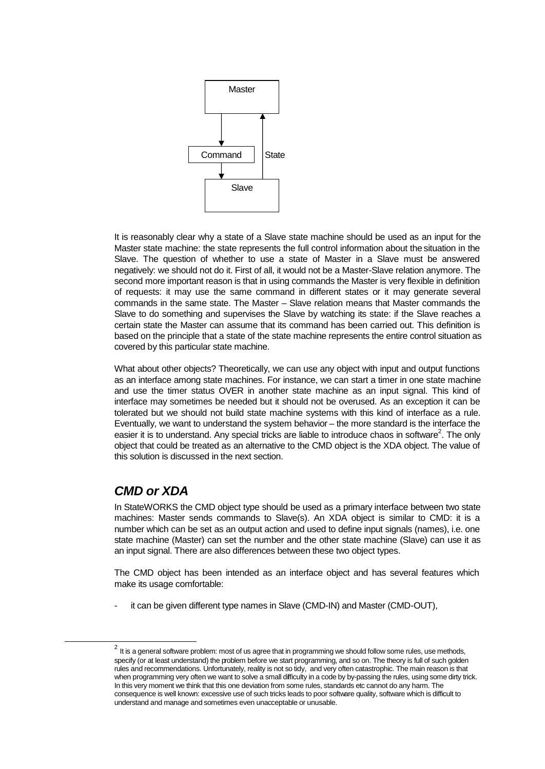It is reasonably clear why a state of a Slave state machine should be used as an input for the Master state machine: the state represents the full control information about the situation in the Slave. The question of whether to use a state of Master in a Slave must be answered negatively: we should not do it. First of all, it would not be a Master-Slave relation anymore. The second more important reason is that in using commands the Master is very flexible in definition of requests: it may use the same command in different states or it may generate several commands in the same state. The Master – Slave relation means that Master commands the Slave to do something and supervises the Slave by watching its state: if the Slave reaches a certain state the Master can assume that its command has been carried out. This definition is based on the principle that a state of the state machine represents the entire control situation as covered by this particular state machine.

What about other objects? Theoretically, we can use any object with input and output functions as an interface among state machines. For instance, we can start a timer in one state machine and use the timer status OVER in another state machine as an input signal. This kind of interface may sometimes be needed but it should not be overused. As an exception it can be tolerated but we should not build state machine systems with this kind of interface as a rule. Eventually, we want to understand the system behavior – the more standard is the interface the easier it is to understand. Any special tricks are liable to introduce chaos in software[2]. The only object that could be treated as an alternative to the CMD object is the XDA object. The value of this solution is discussed in the next section.

## *CMD or XDA*

In StateWORKS the CMD object type should be used as a primary interface between two state machines: Master sends commands to Slave(s). An XDA object is similar to CMD: it is a number which can be set as an output action and used to define input signals (names), i.e. one state machine (Master) can set the number and the other state machine (Slave) can use it as an input signal. There are also differences between these two object types.

The CMD object has been intended as an interface object and has several features which make its usage comfortable:

- it can be given different type names in Slave (CMD-IN) and Master (CMD-OUT),

[2] It is a general software problem: most of us agree that in programming we should follow some rules, use methods, specify (or at least understand) the problem before we start programming, and so on. The theory is full of such golden rules and recommendations. Unfortunately, reality is not so tidy, and very often catastrophic. The main reason is that when programming very often we want to solve a small difficulty in a code by by-passing the rules, using some dirty trick. In this very moment we think that this one deviation from some rules, standards etc cannot do any harm. The consequence is well known: excessive use of such tricks leads to poor software quality, software which is difficult to understand and manage and sometimes even unacceptable or unusable.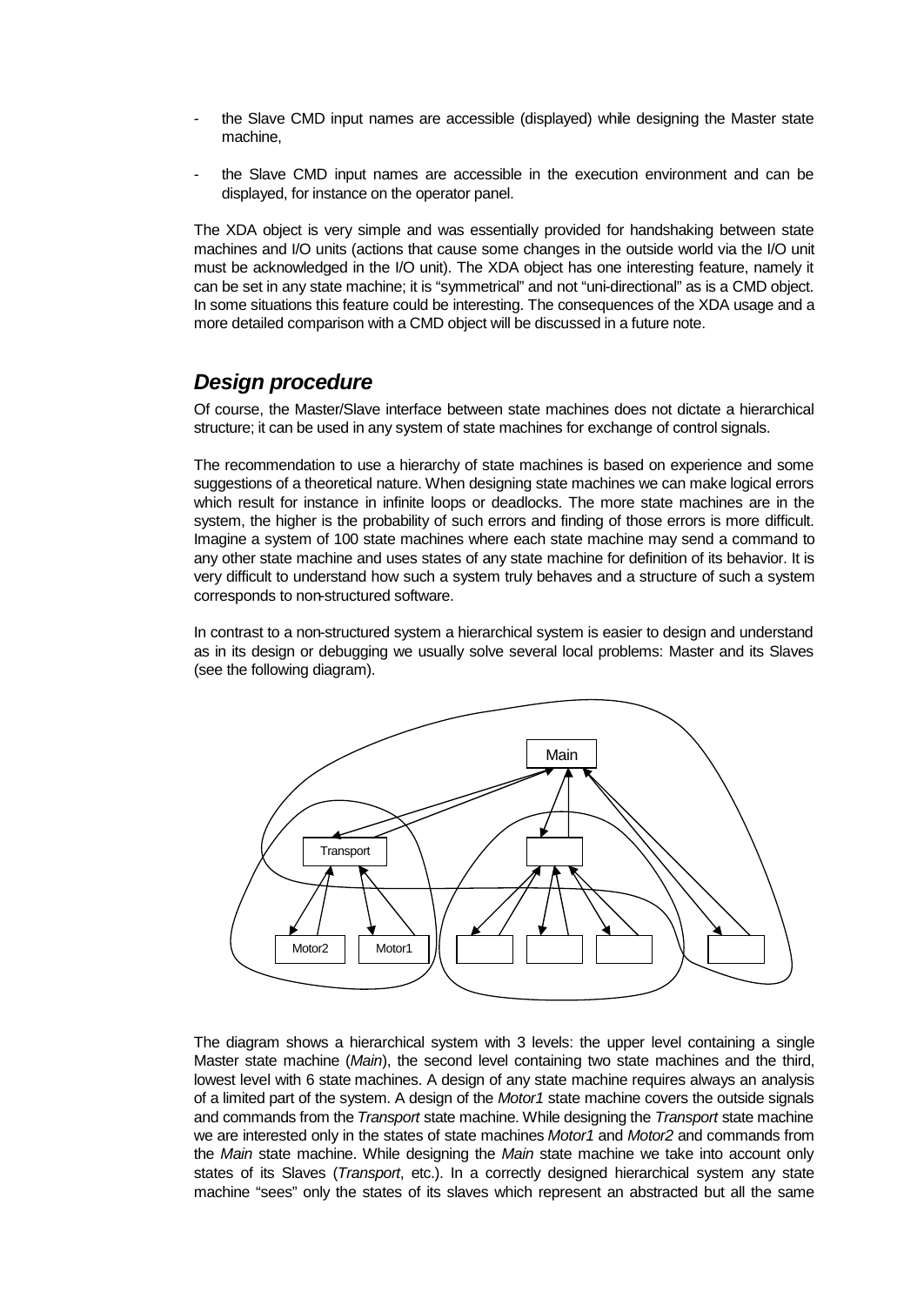- the Slave CMD input names are accessible (displayed) while designing the Master state machine,

- the Slave CMD input names are accessible in the execution environment and can be displayed, for instance on the operator panel.

The XDA object is very simple and was essentially provided for handshaking between state machines and I/O units (actions that cause some changes in the outside world via the I/O unit must be acknowledged in the I/O unit). The XDA object has one interesting feature, namely it can be set in any state machine; it is "symmetrical" and not "uni-directional" as is a CMD object. In some situations this feature could be interesting. The consequences of the XDA usage and a more detailed comparison with a CMD object will be discussed in a future note.

## *Design procedure*

Of course, the Master/Slave interface between state machines does not dictate a hierarchical structure; it can be used in any system of state machines for exchange of control signals.

The recommendation to use a hierarchy of state machines is based on experience and some suggestions of a theoretical nature. When designing state machines we can make logical errors which result for instance in infinite loops or deadlocks. The more state machines are in the system, the higher is the probability of such errors and finding of those errors is more difficult. Imagine a system of 100 state machines where each state machine may send a command to any other state machine and uses states of any state machine for definition of its behavior. It is very difficult to understand how such a system truly behaves and a structure of such a system corresponds to non-structured software.

In contrast to a non-structured system a hierarchical system is easier to design and understand as in its design or debugging we usually solve several local problems: Master and its Slaves (see the following diagram).

Main

Transport

Motor2 Motor1

The diagram shows a hierarchical system with 3 levels: the upper level containing a single Master state machine (*Main*), the second level containing two state machines and the third, lowest level with 6 state machines. A design of any state machine requires always an analysis of a limited part of the system. A design of the *Motor1* state machine covers the outside signals and commands from the *Transport* state machine. While designing the *Transport* state machine we are interested only in the states of state machines *Motor1* and *Motor2* and commands from the *Main* state machine. While designing the *Main* state machine we take into account only states of its Slaves (*Transport*, etc.). In a correctly designed hierarchical system any state machine "sees" only the states of its slaves which represent an abstracted but all the same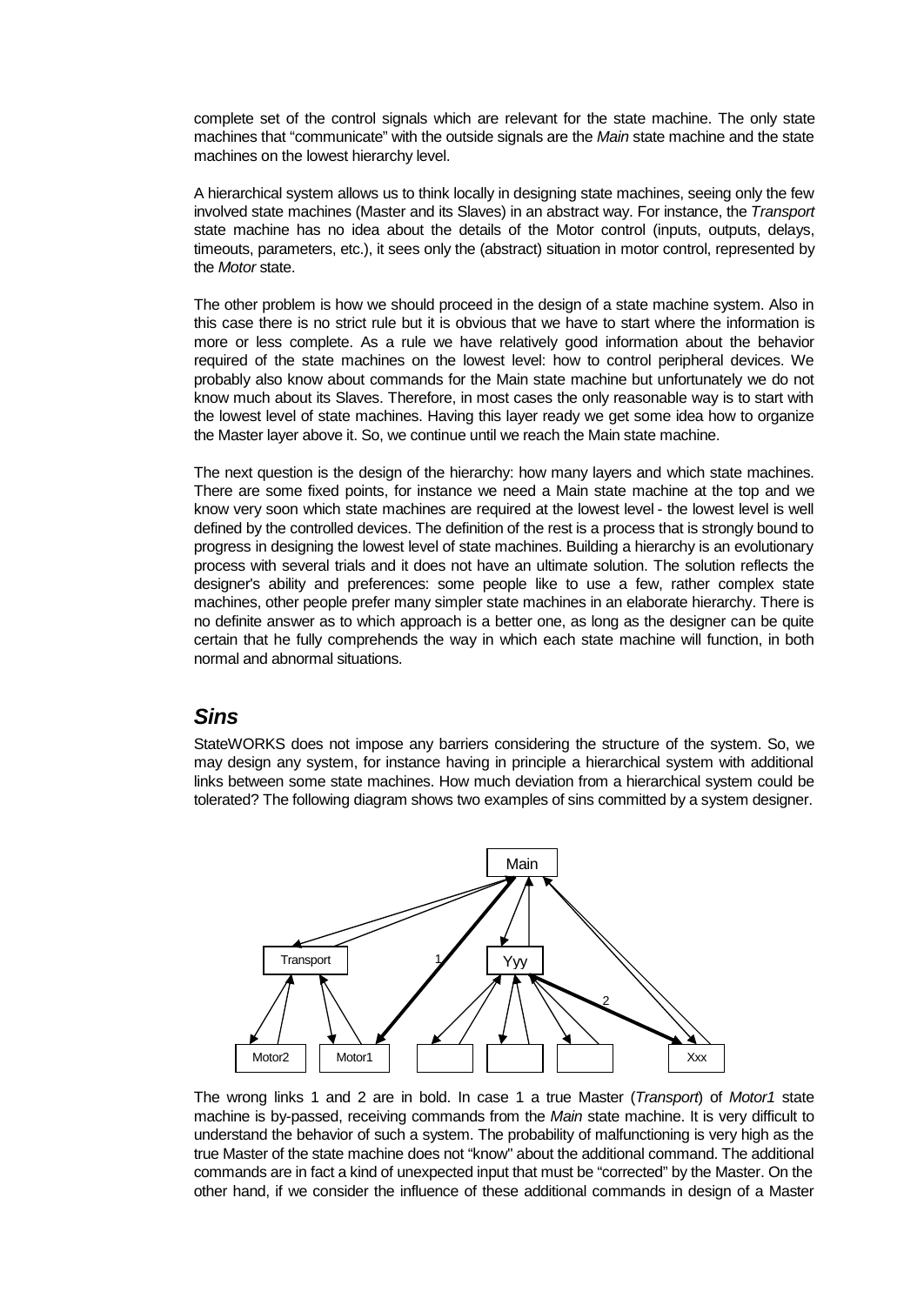complete set of the control signals which are relevant for the state machine. The only state machines that "communicate" with the outside signals are the *Main* state machine and the state machines on the lowest hierarchy level.

A hierarchical system allows us to think locally in designing state machines, seeing only the few involved state machines (Master and its Slaves) in an abstract way. For instance, the *Transport* state machine has no idea about the details of the Motor control (inputs, outputs, delays, timeouts, parameters, etc.), it sees only the (abstract) situation in motor control, represented by the *Motor* state.

The other problem is how we should proceed in the design of a state machine system. Also in this case there is no strict rule but it is obvious that we have to start where the information is more or less complete. As a rule we have relatively good information about the behavior required of the state machines on the lowest level: how to control peripheral devices. We probably also know about commands for the Main state machine but unfortunately we do not know much about its Slaves. Therefore, in most cases the only reasonable way is to start with the lowest level of state machines. Having this layer ready we get some idea how to organize the Master layer above it. So, we continue until we reach the Main state machine.

The next question is the design of the hierarchy: how many layers and which state machines. There are some fixed points, for instance we need a Main state machine at the top and we know very soon which state machines are required at the lowest level - the lowest level is well defined by the controlled devices. The definition of the rest is a process that is strongly bound to progress in designing the lowest level of state machines. Building a hierarchy is an evolutionary process with several trials and it does not have an ultimate solution. The solution reflects the designer's ability and preferences: some people like to use a few, rather complex state machines, other people prefer many simpler state machines in an elaborate hierarchy. There is no definite answer as to which approach is a better one, as long as the designer can be quite certain that he fully comprehends the way in which each state machine will function, in both normal and abnormal situations.

## *Sins*

StateWORKS does not impose any barriers considering the structure of the system. So, we may design any system, for instance having in principle a hierarchical system with additional links between some state machines. How much deviation from a hierarchical system could be tolerated? The following diagram shows two examples of sins committed by a system designer.

The wrong links 1 and 2 are in bold. In case 1 a true Master (*Transport*) of *Motor1* state machine is by-passed, receiving commands from the *Main* state machine. It is very difficult to understand the behavior of such a system. The probability of malfunctioning is very high as the true Master of the state machine does not "know" about the additional command. The additional commands are in fact a kind of unexpected input that must be "corrected" by the Master. On the other hand, if we consider the influence of these additional commands in design of a Master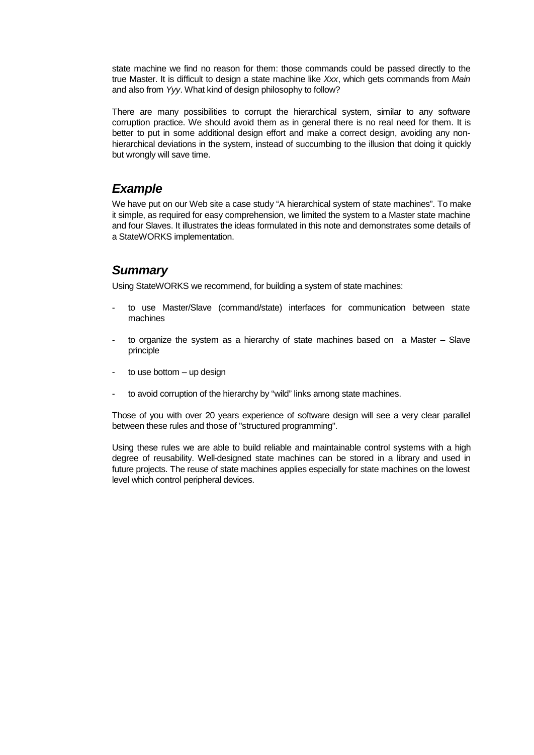state machine we find no reason for them: those commands could be passed directly to the true Master. It is difficult to design a state machine like *Xxx*, which gets commands from *Main* and also from *Yyy*. What kind of design philosophy to follow?

There are many possibilities to corrupt the hierarchical system, similar to any software corruption practice. We should avoid them as in general there is no real need for them. It is better to put in some additional design effort and make a correct design, avoiding any non-hierarchical deviations in the system, instead of succumbing to the illusion that doing it quickly but wrongly will save time.

## *Example*

We have put on our Web site a case study "A hierarchical system of state machines". To make it simple, as required for easy comprehension, we limited the system to a Master state machine and four Slaves. It illustrates the ideas formulated in this note and demonstrates some details of a StateWORKS implementation.

## *Summary*

Using StateWORKS we recommend, for building a system of state machines:

- to use Master/Slave (command/state) interfaces for communication between state machines
- to organize the system as a hierarchy of state machines based on a Master – Slave principle
- to use bottom – up design
- to avoid corruption of the hierarchy by "wild" links among state machines.

Those of you with over 20 years experience of software design will see a very clear parallel between these rules and those of "structured programming".

Using these rules we are able to build reliable and maintainable control systems with a high degree of reusability. Well-designed state machines can be stored in a library and used in future projects. The reuse of state machines applies especially for state machines on the lowest level which control peripheral devices.